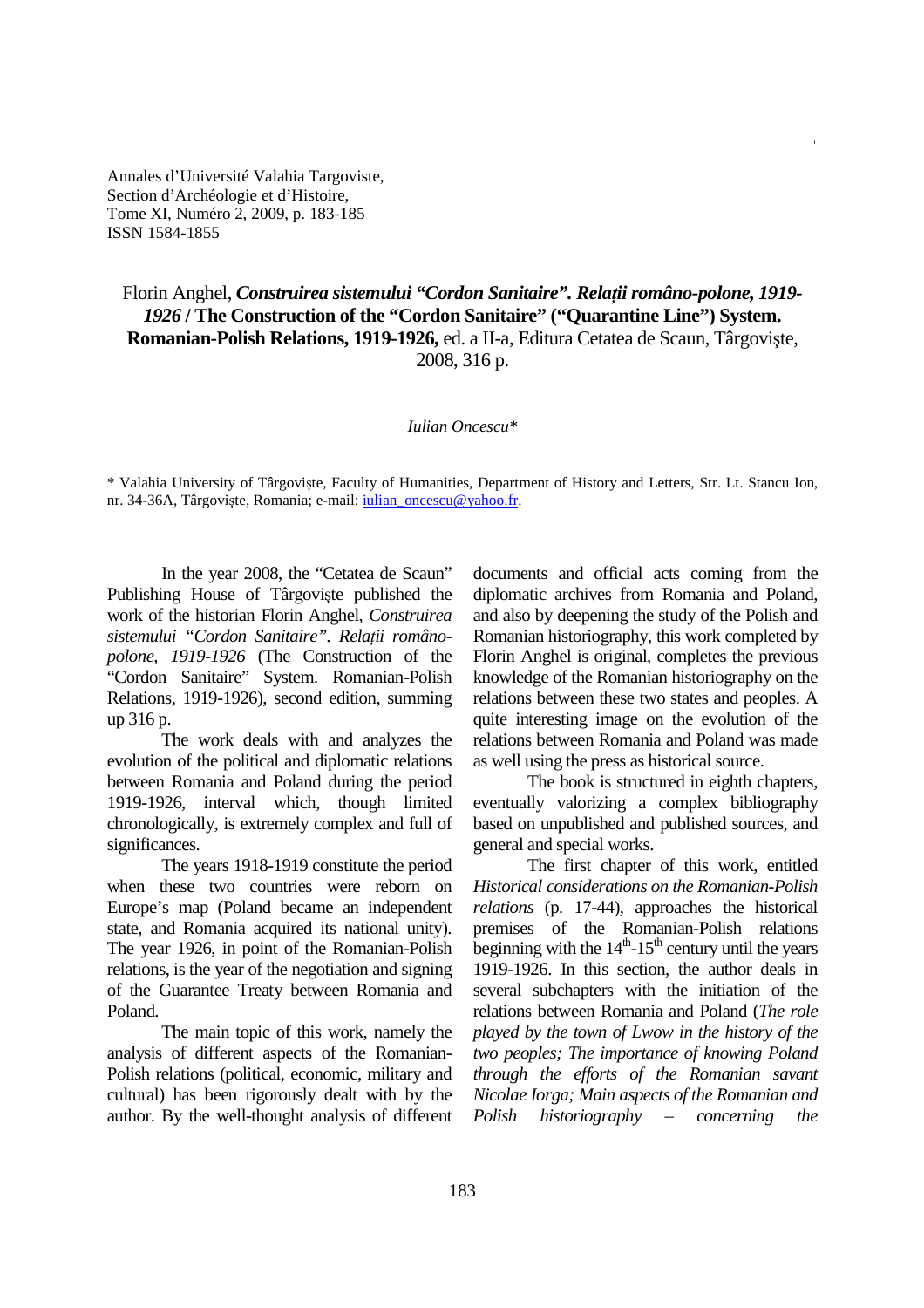Annales d'Université Valahia Targoviste,
Section d'Archéologie et d'Histoire,
Tome XI, Numéro 2, 2009, p. 183-185
ISSN 1584-1855

# Florin Anghel, *Construirea sistemului "Cordon Sanitaire". Relații româno-polone, 1919-1926* / The Construction of the "Cordon Sanitaire" ("Quarantine Line") System. Romanian-Polish Relations, 1919-1926, ed. a II-a, Editura Cetatea de Scaun, Târgoviște, 2008, 316 p.

*Iulian Oncescu\**

\* Valahia University of Târgoviște, Faculty of Humanities, Department of History and Letters, Str. Lt. Stancu Ion, nr. 34-36A, Târgoviște, Romania; e-mail: iulian_oncescu@yahoo.fr.

In the year 2008, the "Cetatea de Scaun" Publishing House of Târgoviște published the work of the historian Florin Anghel, *Construirea sistemului "Cordon Sanitaire". Relații româno-polone, 1919-1926* (The Construction of the "Cordon Sanitaire" System. Romanian-Polish Relations, 1919-1926), second edition, summing up 316 p.

The work deals with and analyzes the evolution of the political and diplomatic relations between Romania and Poland during the period 1919-1926, interval which, though limited chronologically, is extremely complex and full of significances.

The years 1918-1919 constitute the period when these two countries were reborn on Europe's map (Poland became an independent state, and Romania acquired its national unity). The year 1926, in point of the Romanian-Polish relations, is the year of the negotiation and signing of the Guarantee Treaty between Romania and Poland.

The main topic of this work, namely the analysis of different aspects of the Romanian-Polish relations (political, economic, military and cultural) has been rigorously dealt with by the author. By the well-thought analysis of different documents and official acts coming from the diplomatic archives from Romania and Poland, and also by deepening the study of the Polish and Romanian historiography, this work completed by Florin Anghel is original, completes the previous knowledge of the Romanian historiography on the relations between these two states and peoples. A quite interesting image on the evolution of the relations between Romania and Poland was made as well using the press as historical source.

The book is structured in eighth chapters, eventually valorizing a complex bibliography based on unpublished and published sources, and general and special works.

The first chapter of this work, entitled *Historical considerations on the Romanian-Polish relations* (p. 17-44), approaches the historical premises of the Romanian-Polish relations beginning with the 14th-15th century until the years 1919-1926. In this section, the author deals in several subchapters with the initiation of the relations between Romania and Poland (*The role played by the town of Lwow in the history of the two peoples; The importance of knowing Poland through the efforts of the Romanian savant Nicolae Iorga; Main aspects of the Romanian and Polish historiography – concerning the*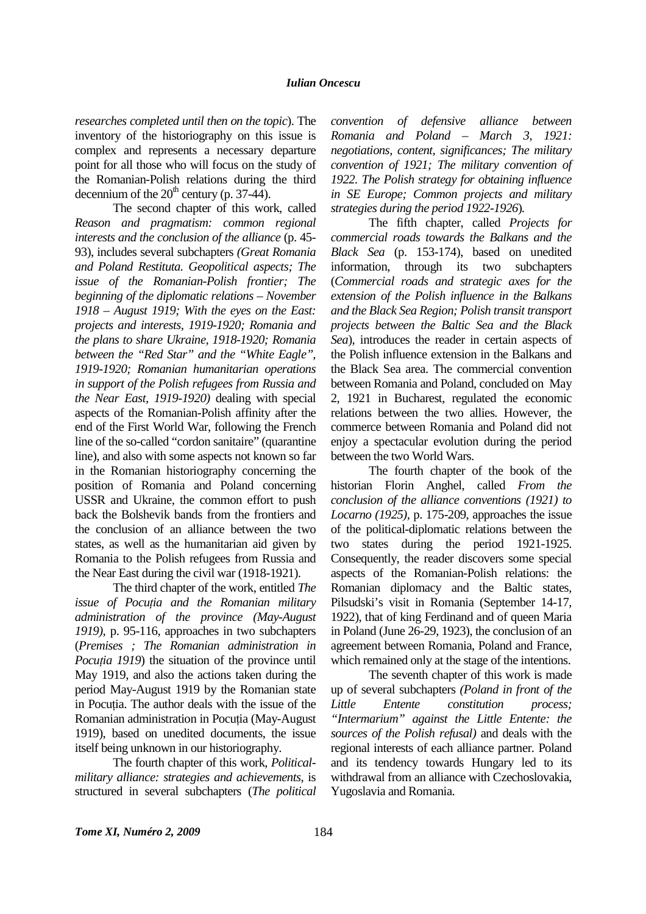*researches completed until then on the topic*). The inventory of the historiography on this issue is complex and represents a necessary departure point for all those who will focus on the study of the Romanian-Polish relations during the third decennium of the $20^{th}$ century (p. 37-44).

The second chapter of this work, called *Reason and pragmatism: common regional interests and the conclusion of the alliance* (p. 45-93), includes several subchapters *(Great Romania and Poland Restituta. Geopolitical aspects; The issue of the Romanian-Polish frontier; The beginning of the diplomatic relations – November 1918 – August 1919; With the eyes on the East: projects and interests, 1919-1920; Romania and the plans to share Ukraine, 1918-1920; Romania between the "Red Star" and the "White Eagle", 1919-1920; Romanian humanitarian operations in support of the Polish refugees from Russia and the Near East, 1919-1920)* dealing with special aspects of the Romanian-Polish affinity after the end of the First World War, following the French line of the so-called "cordon sanitaire" (quarantine line), and also with some aspects not known so far in the Romanian historiography concerning the position of Romania and Poland concerning USSR and Ukraine, the common effort to push back the Bolshevik bands from the frontiers and the conclusion of an alliance between the two states, as well as the humanitarian aid given by Romania to the Polish refugees from Russia and the Near East during the civil war (1918-1921).

The third chapter of the work, entitled *The issue of Pocuția and the Romanian military administration of the province (May-August 1919)*, p. 95-116, approaches in two subchapters (*Premises ; The Romanian administration in Pocuția 1919*) the situation of the province until May 1919, and also the actions taken during the period May-August 1919 by the Romanian state in Pocuția. The author deals with the issue of the Romanian administration in Pocuția (May-August 1919), based on unedited documents, the issue itself being unknown in our historiography.

The fourth chapter of this work, *Political-military alliance: strategies and achievements*, is structured in several subchapters (*The political convention of defensive alliance between Romania and Poland – March 3, 1921: negotiations, content, significances; The military convention of 1921; The military convention of 1922. The Polish strategy for obtaining influence in SE Europe; Common projects and military strategies during the period 1922-1926*).

The fifth chapter, called *Projects for commercial roads towards the Balkans and the Black Sea* (p. 153-174), based on unedited information, through its two subchapters (*Commercial roads and strategic axes for the extension of the Polish influence in the Balkans and the Black Sea Region; Polish transit transport projects between the Baltic Sea and the Black Sea*), introduces the reader in certain aspects of the Polish influence extension in the Balkans and the Black Sea area. The commercial convention between Romania and Poland, concluded on May 2, 1921 in Bucharest, regulated the economic relations between the two allies. However, the commerce between Romania and Poland did not enjoy a spectacular evolution during the period between the two World Wars.

The fourth chapter of the book of the historian Florin Anghel, called *From the conclusion of the alliance conventions (1921) to Locarno (1925)*, p. 175-209, approaches the issue of the political-diplomatic relations between the two states during the period 1921-1925. Consequently, the reader discovers some special aspects of the Romanian-Polish relations: the Romanian diplomacy and the Baltic states, Pilsudski's visit in Romania (September 14-17, 1922), that of king Ferdinand and of queen Maria in Poland (June 26-29, 1923), the conclusion of an agreement between Romania, Poland and France, which remained only at the stage of the intentions.

The seventh chapter of this work is made up of several subchapters *(Poland in front of the Little Entente constitution process; "Intermarium" against the Little Entente: the sources of the Polish refusal)* and deals with the regional interests of each alliance partner. Poland and its tendency towards Hungary led to its withdrawal from an alliance with Czechoslovakia, Yugoslavia and Romania.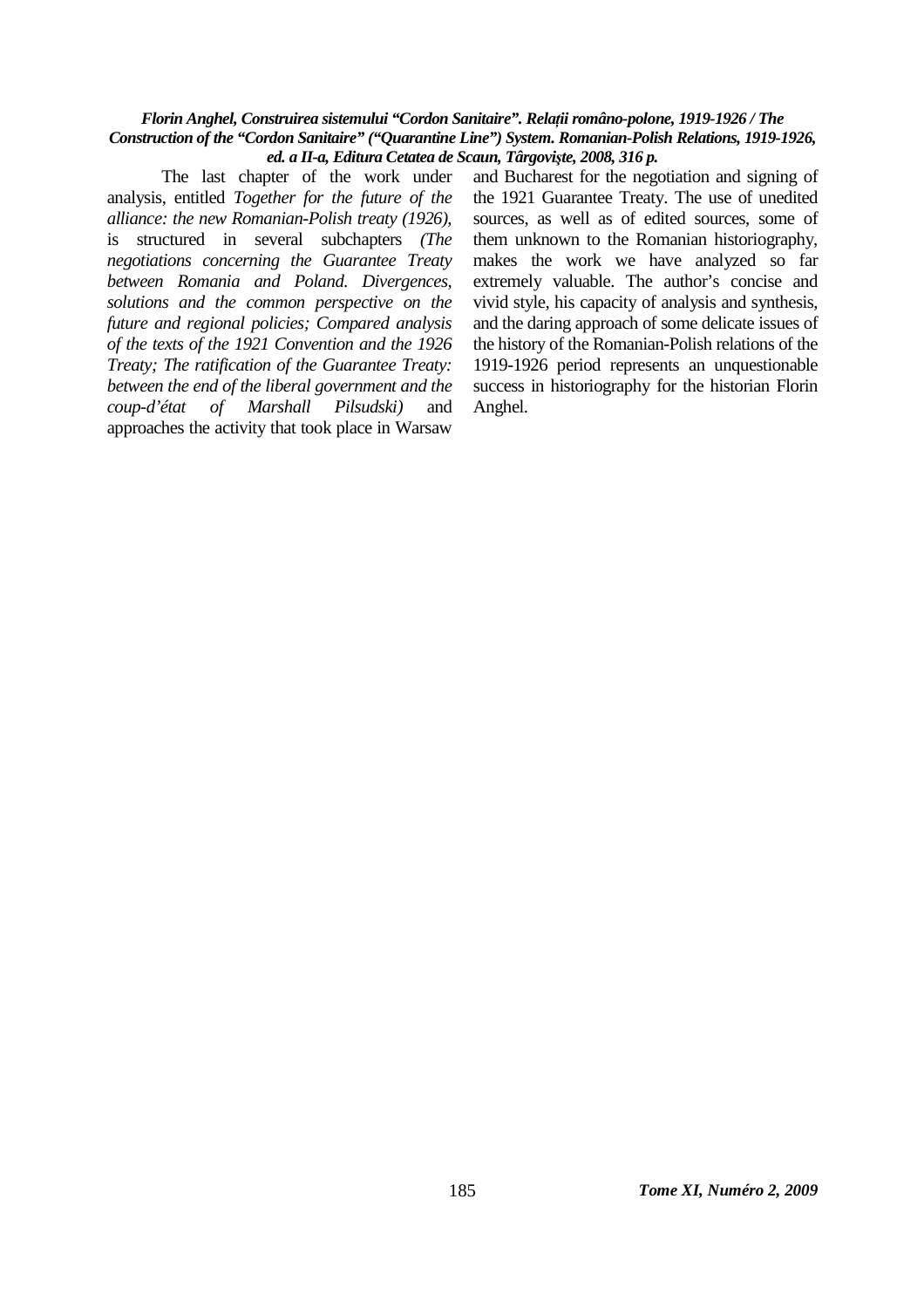The last chapter of the work under analysis, entitled *Together for the future of the alliance: the new Romanian-Polish treaty (1926)*, is structured in several subchapters *(The negotiations concerning the Guarantee Treaty between Romania and Poland. Divergences, solutions and the common perspective on the future and regional policies; Compared analysis of the texts of the 1921 Convention and the 1926 Treaty; The ratification of the Guarantee Treaty: between the end of the liberal government and the coup-d'état of Marshall Pilsudski)* and approaches the activity that took place in Warsaw and Bucharest for the negotiation and signing of the 1921 Guarantee Treaty. The use of unedited sources, as well as of edited sources, some of them unknown to the Romanian historiography, makes the work we have analyzed so far extremely valuable. The author's concise and vivid style, his capacity of analysis and synthesis, and the daring approach of some delicate issues of the history of the Romanian-Polish relations of the 1919-1926 period represents an unquestionable success in historiography for the historian Florin Anghel.